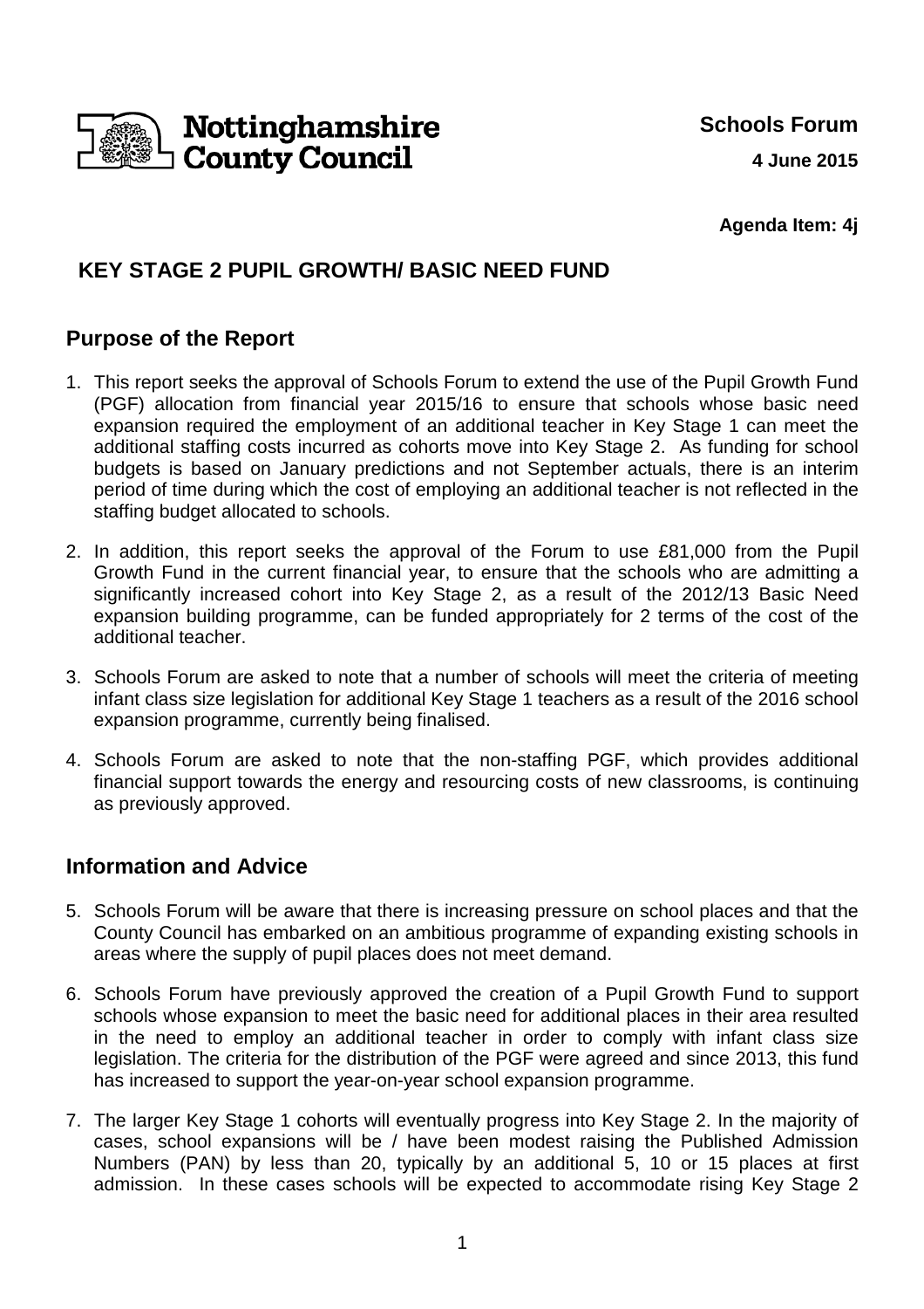Nottinghamshire County Council

**Schools Forum**

**4 June 2015**

**Agenda Item: 4j**

# KEY STAGE 2 PUPIL GROWTH/ BASIC NEED FUND

## Purpose of the Report

1. This report seeks the approval of Schools Forum to extend the use of the Pupil Growth Fund (PGF) allocation from financial year 2015/16 to ensure that schools whose basic need expansion required the employment of an additional teacher in Key Stage 1 can meet the additional staffing costs incurred as cohorts move into Key Stage 2. As funding for school budgets is based on January predictions and not September actuals, there is an interim period of time during which the cost of employing an additional teacher is not reflected in the staffing budget allocated to schools.

2. In addition, this report seeks the approval of the Forum to use £81,000 from the Pupil Growth Fund in the current financial year, to ensure that the schools who are admitting a significantly increased cohort into Key Stage 2, as a result of the 2012/13 Basic Need expansion building programme, can be funded appropriately for 2 terms of the cost of the additional teacher.

3. Schools Forum are asked to note that a number of schools will meet the criteria of meeting infant class size legislation for additional Key Stage 1 teachers as a result of the 2016 school expansion programme, currently being finalised.

4. Schools Forum are asked to note that the non-staffing PGF, which provides additional financial support towards the energy and resourcing costs of new classrooms, is continuing as previously approved.

## Information and Advice

5. Schools Forum will be aware that there is increasing pressure on school places and that the County Council has embarked on an ambitious programme of expanding existing schools in areas where the supply of pupil places does not meet demand.

6. Schools Forum have previously approved the creation of a Pupil Growth Fund to support schools whose expansion to meet the basic need for additional places in their area resulted in the need to employ an additional teacher in order to comply with infant class size legislation. The criteria for the distribution of the PGF were agreed and since 2013, this fund has increased to support the year-on-year school expansion programme.

7. The larger Key Stage 1 cohorts will eventually progress into Key Stage 2. In the majority of cases, school expansions will be / have been modest raising the Published Admission Numbers (PAN) by less than 20, typically by an additional 5, 10 or 15 places at first admission. In these cases schools will be expected to accommodate rising Key Stage 2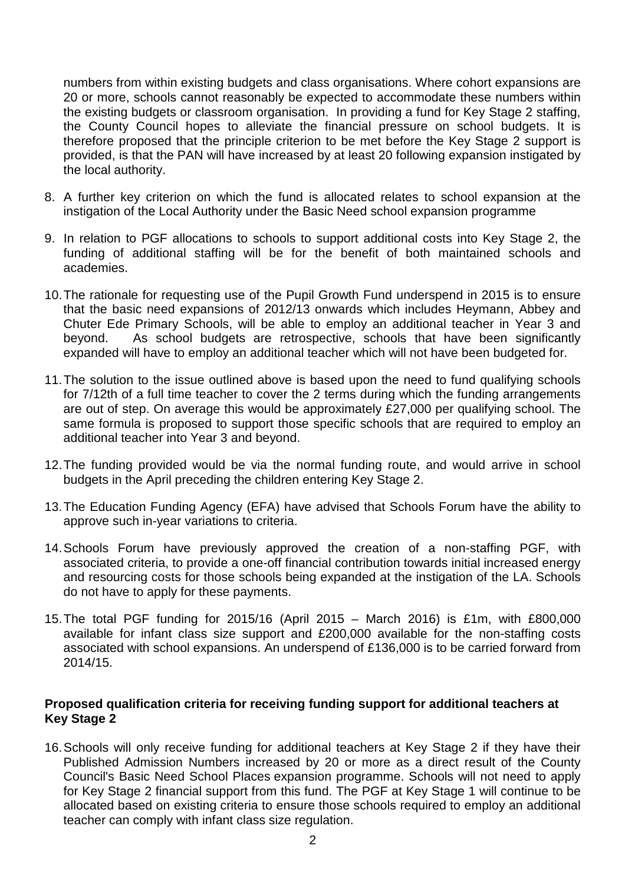numbers from within existing budgets and class organisations. Where cohort expansions are 20 or more, schools cannot reasonably be expected to accommodate these numbers within the existing budgets or classroom organisation. In providing a fund for Key Stage 2 staffing, the County Council hopes to alleviate the financial pressure on school budgets. It is therefore proposed that the principle criterion to be met before the Key Stage 2 support is provided, is that the PAN will have increased by at least 20 following expansion instigated by the local authority.

8. A further key criterion on which the fund is allocated relates to school expansion at the instigation of the Local Authority under the Basic Need school expansion programme

9. In relation to PGF allocations to schools to support additional costs into Key Stage 2, the funding of additional staffing will be for the benefit of both maintained schools and academies.

10. The rationale for requesting use of the Pupil Growth Fund underspend in 2015 is to ensure that the basic need expansions of 2012/13 onwards which includes Heymann, Abbey and Chuter Ede Primary Schools, will be able to employ an additional teacher in Year 3 and beyond. As school budgets are retrospective, schools that have been significantly expanded will have to employ an additional teacher which will not have been budgeted for.

11. The solution to the issue outlined above is based upon the need to fund qualifying schools for 7/12th of a full time teacher to cover the 2 terms during which the funding arrangements are out of step. On average this would be approximately £27,000 per qualifying school. The same formula is proposed to support those specific schools that are required to employ an additional teacher into Year 3 and beyond.

12. The funding provided would be via the normal funding route, and would arrive in school budgets in the April preceding the children entering Key Stage 2.

13. The Education Funding Agency (EFA) have advised that Schools Forum have the ability to approve such in-year variations to criteria.

14. Schools Forum have previously approved the creation of a non-staffing PGF, with associated criteria, to provide a one-off financial contribution towards initial increased energy and resourcing costs for those schools being expanded at the instigation of the LA. Schools do not have to apply for these payments.

15. The total PGF funding for 2015/16 (April 2015 – March 2016) is £1m, with £800,000 available for infant class size support and £200,000 available for the non-staffing costs associated with school expansions. An underspend of £136,000 is to be carried forward from 2014/15.

**Proposed qualification criteria for receiving funding support for additional teachers at Key Stage 2**

16. Schools will only receive funding for additional teachers at Key Stage 2 if they have their Published Admission Numbers increased by 20 or more as a direct result of the County Council's Basic Need School Places expansion programme. Schools will not need to apply for Key Stage 2 financial support from this fund. The PGF at Key Stage 1 will continue to be allocated based on existing criteria to ensure those schools required to employ an additional teacher can comply with infant class size regulation.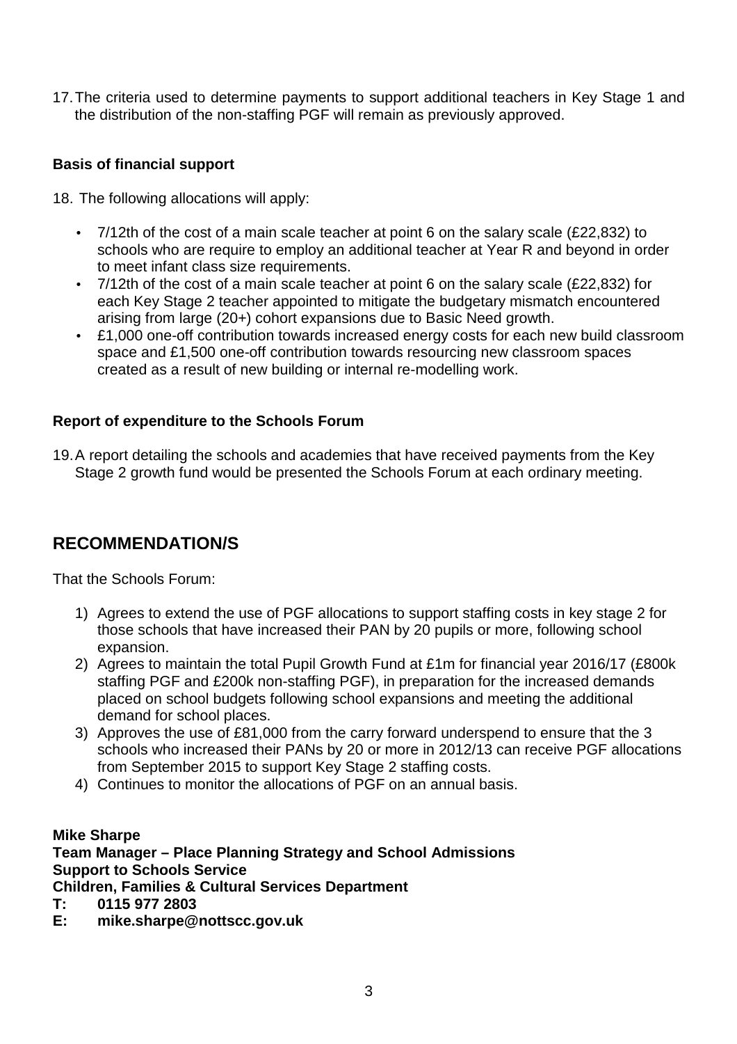17. The criteria used to determine payments to support additional teachers in Key Stage 1 and the distribution of the non-staffing PGF will remain as previously approved.

**Basis of financial support**

18. The following allocations will apply:

- 7/12th of the cost of a main scale teacher at point 6 on the salary scale (£22,832) to schools who are require to employ an additional teacher at Year R and beyond in order to meet infant class size requirements.
- 7/12th of the cost of a main scale teacher at point 6 on the salary scale (£22,832) for each Key Stage 2 teacher appointed to mitigate the budgetary mismatch encountered arising from large (20+) cohort expansions due to Basic Need growth.
- £1,000 one-off contribution towards increased energy costs for each new build classroom space and £1,500 one-off contribution towards resourcing new classroom spaces created as a result of new building or internal re-modelling work.

**Report of expenditure to the Schools Forum**

19. A report detailing the schools and academies that have received payments from the Key Stage 2 growth fund would be presented the Schools Forum at each ordinary meeting.

## RECOMMENDATION/S

That the Schools Forum:

1) Agrees to extend the use of PGF allocations to support staffing costs in key stage 2 for those schools that have increased their PAN by 20 pupils or more, following school expansion.
2) Agrees to maintain the total Pupil Growth Fund at £1m for financial year 2016/17 (£800k staffing PGF and £200k non-staffing PGF), in preparation for the increased demands placed on school budgets following school expansions and meeting the additional demand for school places.
3) Approves the use of £81,000 from the carry forward underspend to ensure that the 3 schools who increased their PANs by 20 or more in 2012/13 can receive PGF allocations from September 2015 to support Key Stage 2 staffing costs.
4) Continues to monitor the allocations of PGF on an annual basis.

**Mike Sharpe**
**Team Manager – Place Planning Strategy and School Admissions**
**Support to Schools Service**
**Children, Families & Cultural Services Department**
**T: 0115 977 2803**
**E: mike.sharpe@nottscc.gov.uk**